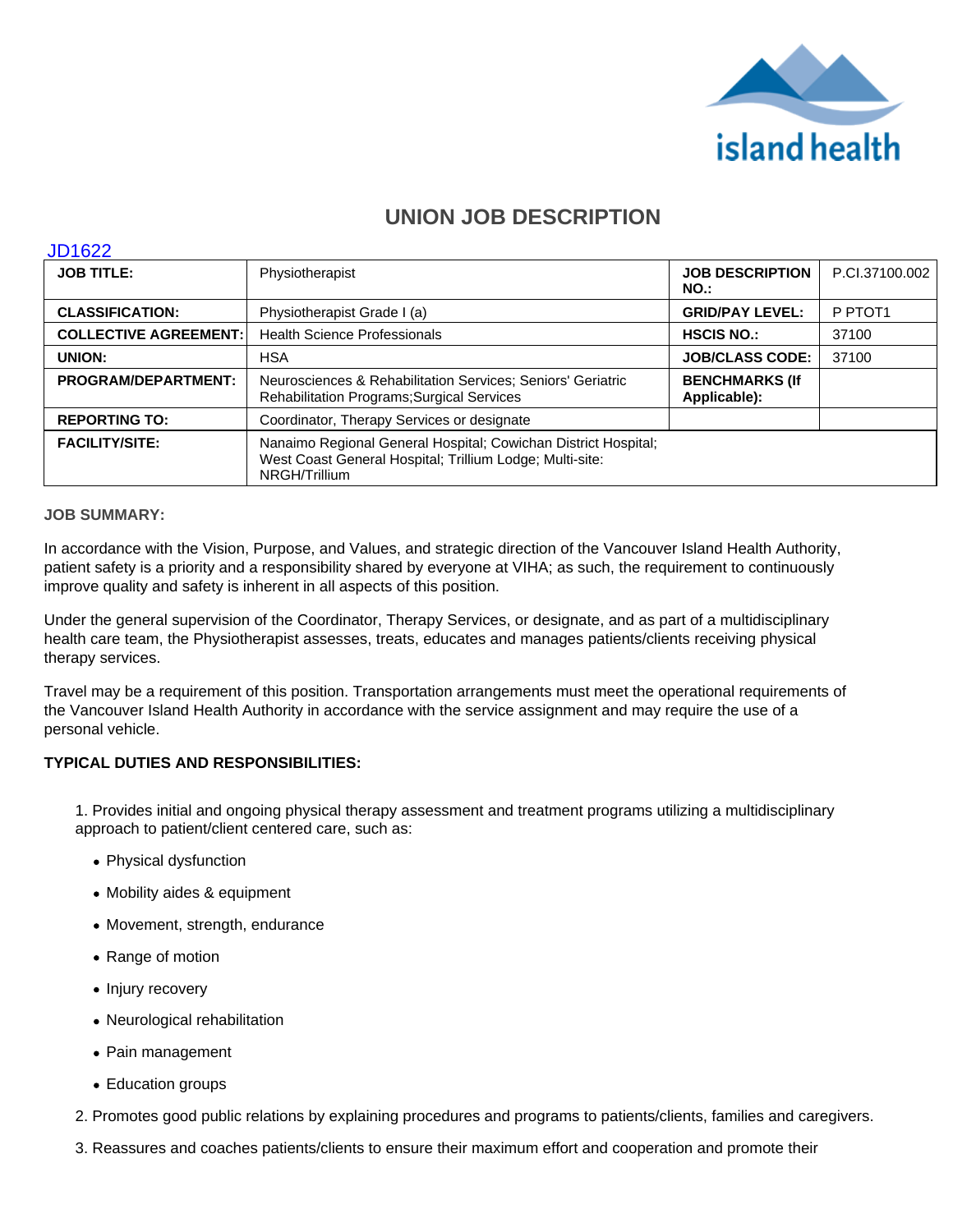# UNION JOB DESCRIPTION

JD1622

| JOB TITLE: | Physiotherapist | JOB DESCRIPTION NO.: | P.CI.37100.002 |
|---|---|---|---|
| CLASSIFICATION: | Physiotherapist Grade I (a) | GRID/PAY LEVEL: | P PTOT1 |
| COLLECTIVE AGREEMENT: | Health Science Professionals | HSCIS NO.: | 37100 |
| UNION: | HSA | JOB/CLASS CODE: | 37100 |
| PROGRAM/DEPARTMENT: | Neurosciences & Rehabilitation Services; Seniors' Geriatric Rehabilitation Programs;Surgical Services | BENCHMARKS (If Applicable): | |
| REPORTING TO: | Coordinator, Therapy Services or designate | | |
| FACILITY/SITE: | Nanaimo Regional General Hospital; Cowichan District Hospital; West Coast General Hospital; Trillium Lodge; Multi-site: NRGH/Trillium | | |

## JOB SUMMARY:

In accordance with the Vision, Purpose, and Values, and strategic direction of the Vancouver Island Health Authority, patient safety is a priority and a responsibility shared by everyone at VIHA; as such, the requirement to continuously improve quality and safety is inherent in all aspects of this position.

Under the general supervision of the Coordinator, Therapy Services, or designate, and as part of a multidisciplinary health care team, the Physiotherapist assesses, treats, educates and manages patients/clients receiving physical therapy services.

Travel may be a requirement of this position. Transportation arrangements must meet the operational requirements of the Vancouver Island Health Authority in accordance with the service assignment and may require the use of a personal vehicle.

## TYPICAL DUTIES AND RESPONSIBILITIES:

1. Provides initial and ongoing physical therapy assessment and treatment programs utilizing a multidisciplinary approach to patient/client centered care, such as:
   - Physical dysfunction
   - Mobility aides & equipment
   - Movement, strength, endurance
   - Range of motion
   - Injury recovery
   - Neurological rehabilitation
   - Pain management
   - Education groups
2. Promotes good public relations by explaining procedures and programs to patients/clients, families and caregivers.
3. Reassures and coaches patients/clients to ensure their maximum effort and cooperation and promote their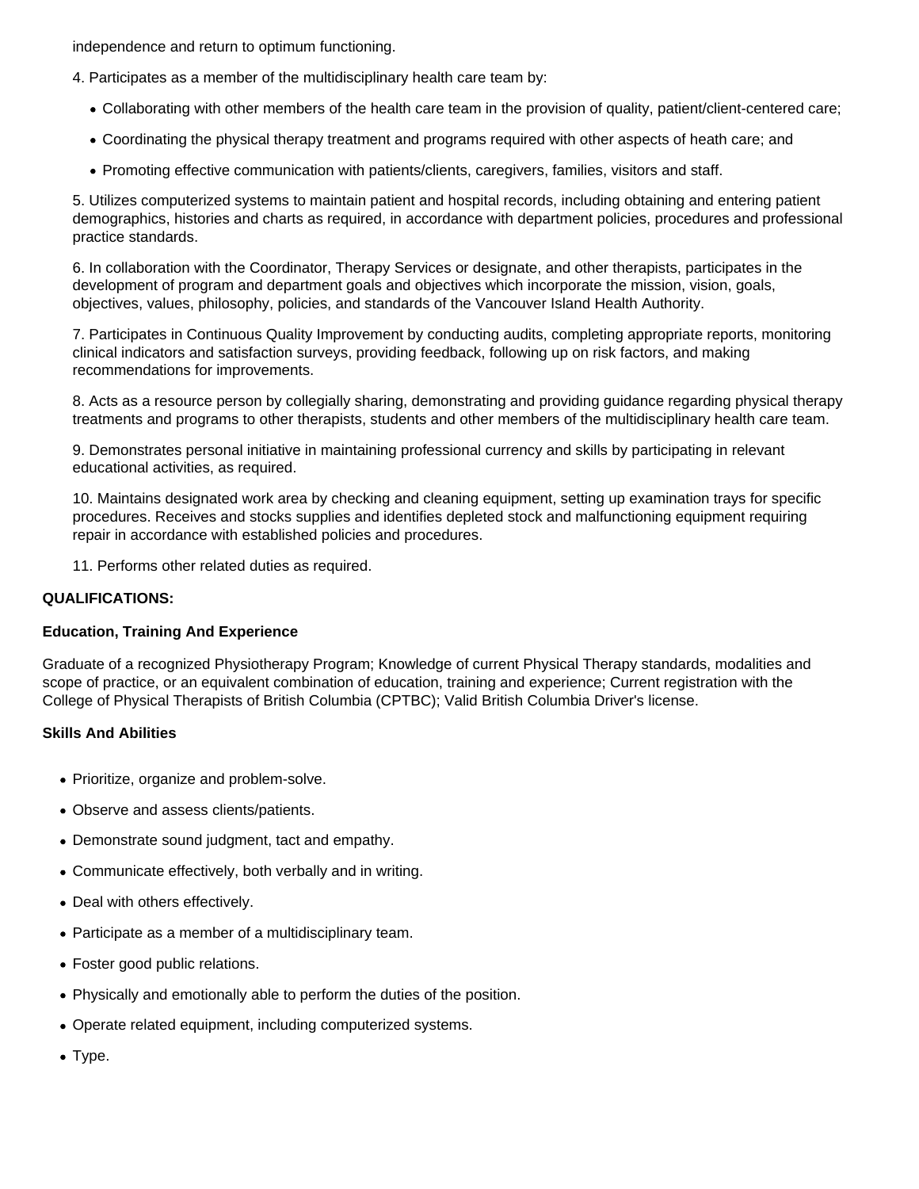independence and return to optimum functioning.

4. Participates as a member of the multidisciplinary health care team by:

   - Collaborating with other members of the health care team in the provision of quality, patient/client-centered care;
   - Coordinating the physical therapy treatment and programs required with other aspects of heath care; and
   - Promoting effective communication with patients/clients, caregivers, families, visitors and staff.

5. Utilizes computerized systems to maintain patient and hospital records, including obtaining and entering patient demographics, histories and charts as required, in accordance with department policies, procedures and professional practice standards.

6. In collaboration with the Coordinator, Therapy Services or designate, and other therapists, participates in the development of program and department goals and objectives which incorporate the mission, vision, goals, objectives, values, philosophy, policies, and standards of the Vancouver Island Health Authority.

7. Participates in Continuous Quality Improvement by conducting audits, completing appropriate reports, monitoring clinical indicators and satisfaction surveys, providing feedback, following up on risk factors, and making recommendations for improvements.

8. Acts as a resource person by collegially sharing, demonstrating and providing guidance regarding physical therapy treatments and programs to other therapists, students and other members of the multidisciplinary health care team.

9. Demonstrates personal initiative in maintaining professional currency and skills by participating in relevant educational activities, as required.

10. Maintains designated work area by checking and cleaning equipment, setting up examination trays for specific procedures. Receives and stocks supplies and identifies depleted stock and malfunctioning equipment requiring repair in accordance with established policies and procedures.

11. Performs other related duties as required.

**QUALIFICATIONS:**

**Education, Training And Experience**

Graduate of a recognized Physiotherapy Program; Knowledge of current Physical Therapy standards, modalities and scope of practice, or an equivalent combination of education, training and experience; Current registration with the College of Physical Therapists of British Columbia (CPTBC); Valid British Columbia Driver's license.

**Skills And Abilities**

- Prioritize, organize and problem-solve.
- Observe and assess clients/patients.
- Demonstrate sound judgment, tact and empathy.
- Communicate effectively, both verbally and in writing.
- Deal with others effectively.
- Participate as a member of a multidisciplinary team.
- Foster good public relations.
- Physically and emotionally able to perform the duties of the position.
- Operate related equipment, including computerized systems.
- Type.